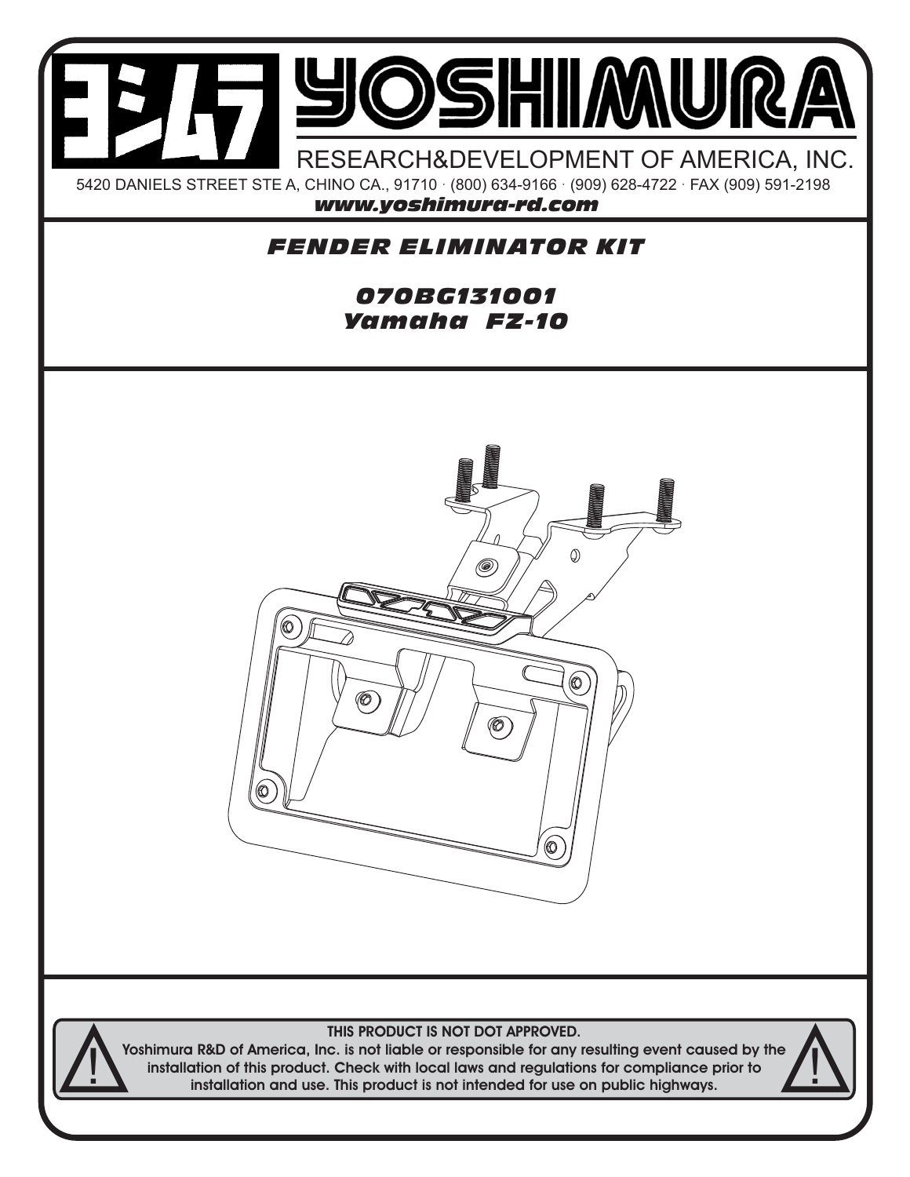# YOSHIMURA

RESEARCH&DEVELOPMENT OF AMERICA, INC.

5420 DANIELS STREET STE A, CHINO CA., 91710 · (800) 634-9166 · (909) 628-4722 · FAX (909) 591-2198

***www.yoshimura-rd.com***

## *FENDER ELIMINATOR KIT*

### *070BG131001*
### *Yamaha FZ-10*

**THIS PRODUCT IS NOT DOT APPROVED.**

**Yoshimura R&D of America, Inc. is not liable or responsible for any resulting event caused by the installation of this product. Check with local laws and regulations for compliance prior to installation and use. This product is not intended for use on public highways.**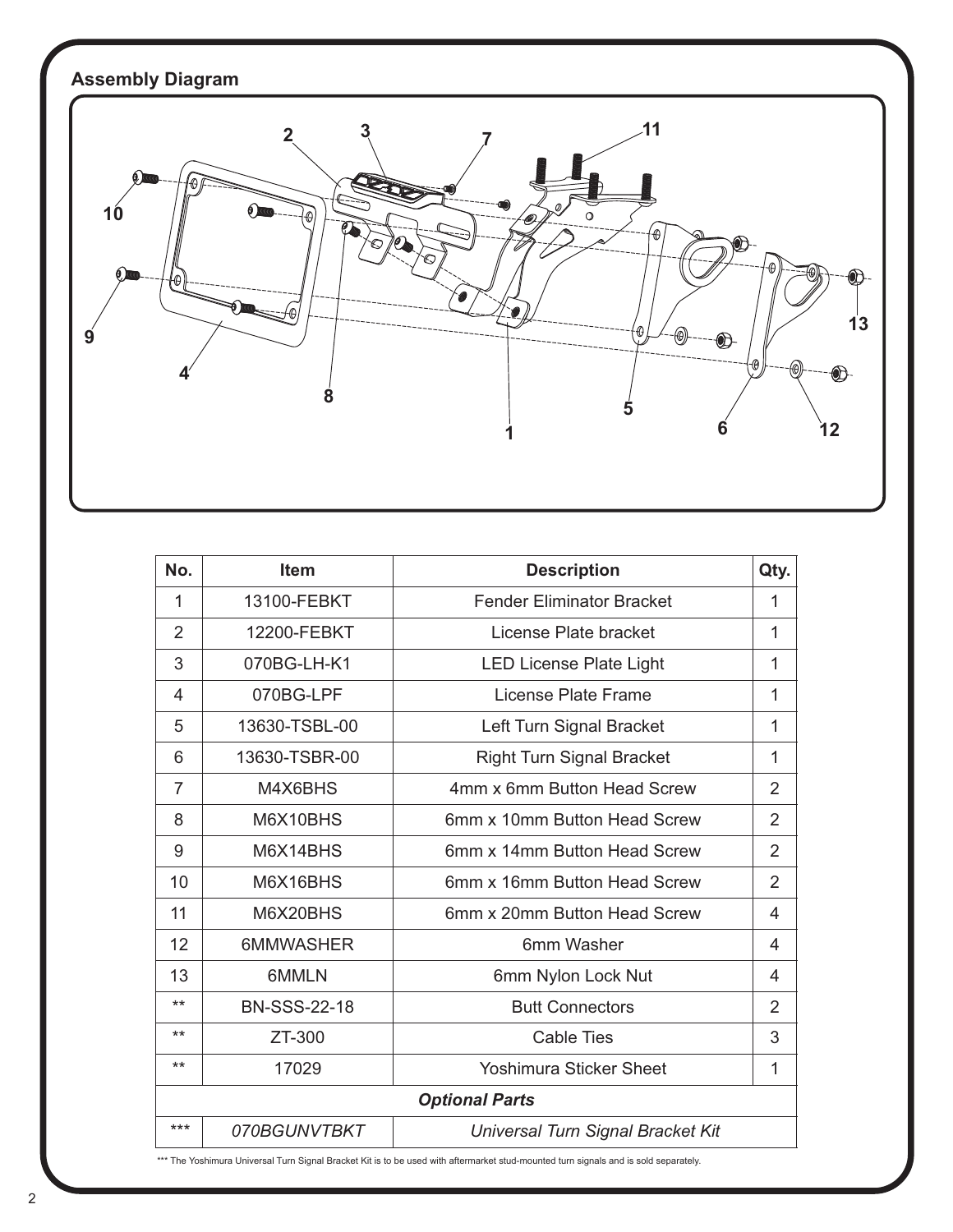## Assembly Diagram

| No. | Item | Description | Qty. |
|---|---|---|---|
| 1 | 13100-FEBKT | Fender Eliminator Bracket | 1 |
| 2 | 12200-FEBKT | License Plate bracket | 1 |
| 3 | 070BG-LH-K1 | LED License Plate Light | 1 |
| 4 | 070BG-LPF | License Plate Frame | 1 |
| 5 | 13630-TSBL-00 | Left Turn Signal Bracket | 1 |
| 6 | 13630-TSBR-00 | Right Turn Signal Bracket | 1 |
| 7 | M4X6BHS | 4mm x 6mm Button Head Screw | 2 |
| 8 | M6X10BHS | 6mm x 10mm Button Head Screw | 2 |
| 9 | M6X14BHS | 6mm x 14mm Button Head Screw | 2 |
| 10 | M6X16BHS | 6mm x 16mm Button Head Screw | 2 |
| 11 | M6X20BHS | 6mm x 20mm Button Head Screw | 4 |
| 12 | 6MMWASHER | 6mm Washer | 4 |
| 13 | 6MMLN | 6mm Nylon Lock Nut | 4 |
| ** | BN-SSS-22-18 | Butt Connectors | 2 |
| ** | ZT-300 | Cable Ties | 3 |
| ** | 17029 | Yoshimura Sticker Sheet | 1 |
| ***Optional Parts*** | | | |
| *** | *070BGUNVTBKT* | *Universal Turn Signal Bracket Kit* | |

*** The Yoshimura Universal Turn Signal Bracket Kit is to be used with aftermarket stud-mounted turn signals and is sold separately.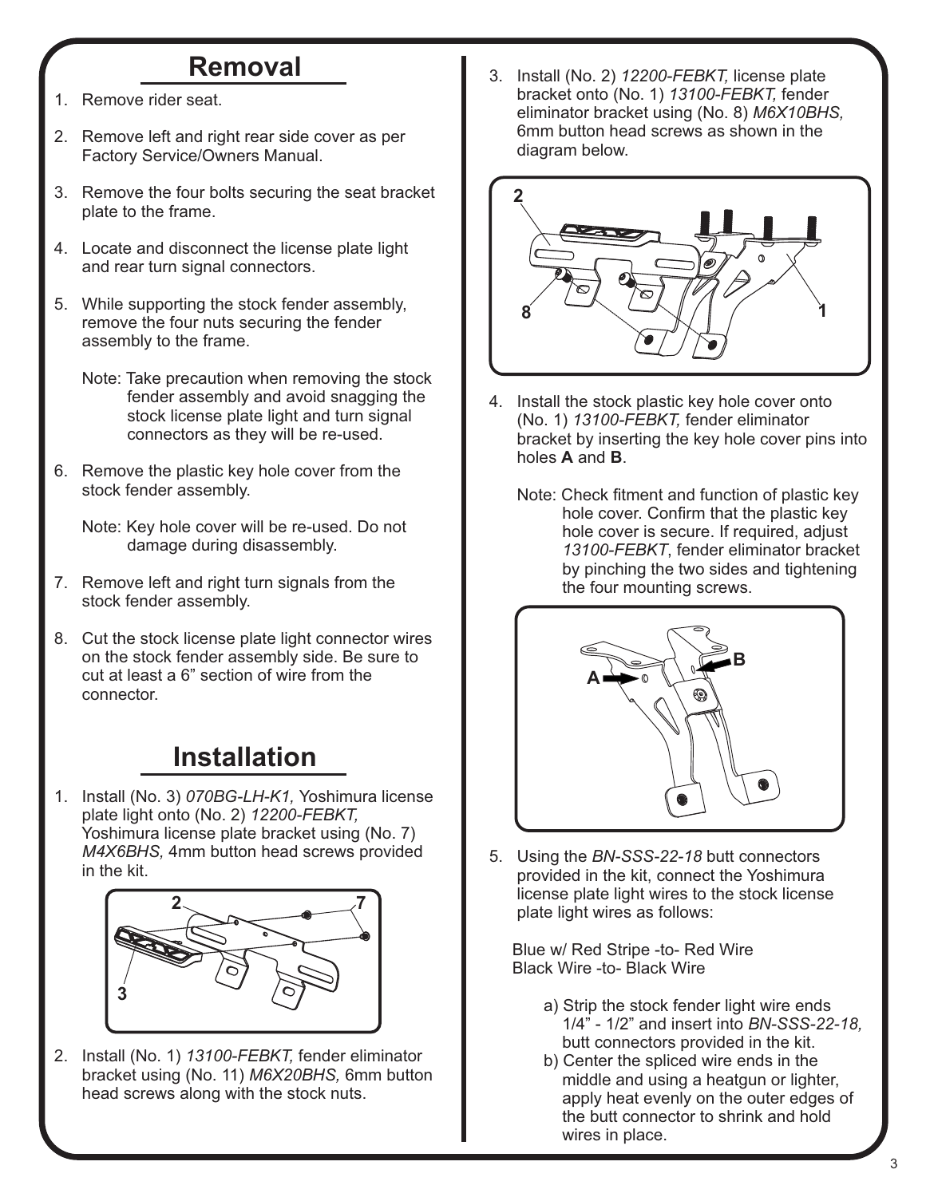## Removal

1. Remove rider seat.

2. Remove left and right rear side cover as per Factory Service/Owners Manual.

3. Remove the four bolts securing the seat bracket plate to the frame.

4. Locate and disconnect the license plate light and rear turn signal connectors.

5. While supporting the stock fender assembly, remove the four nuts securing the fender assembly to the frame.

   Note: Take precaution when removing the stock fender assembly and avoid snagging the stock license plate light and turn signal connectors as they will be re-used.

6. Remove the plastic key hole cover from the stock fender assembly.

   Note: Key hole cover will be re-used. Do not damage during disassembly.

7. Remove left and right turn signals from the stock fender assembly.

8. Cut the stock license plate light connector wires on the stock fender assembly side. Be sure to cut at least a 6" section of wire from the connector.

## Installation

1. Install (No. 3) *070BG-LH-K1,* Yoshimura license plate light onto (No. 2) *12200-FEBKT,* Yoshimura license plate bracket using (No. 7) *M4X6BHS,* 4mm button head screws provided in the kit.

2. Install (No. 1) *13100-FEBKT,* fender eliminator bracket using (No. 11) *M6X20BHS,* 6mm button head screws along with the stock nuts.

3. Install (No. 2) *12200-FEBKT,* license plate bracket onto (No. 1) *13100-FEBKT,* fender eliminator bracket using (No. 8) *M6X10BHS,* 6mm button head screws as shown in the diagram below.

4. Install the stock plastic key hole cover onto (No. 1) *13100-FEBKT,* fender eliminator bracket by inserting the key hole cover pins into holes **A** and **B**.

   Note: Check fitment and function of plastic key hole cover. Confirm that the plastic key hole cover is secure. If required, adjust *13100-FEBKT*, fender eliminator bracket by pinching the two sides and tightening the four mounting screws.

5. Using the *BN-SSS-22-18* butt connectors provided in the kit, connect the Yoshimura license plate light wires to the stock license plate light wires as follows:

   Blue w/ Red Stripe -to- Red Wire
   Black Wire -to- Black Wire

   a) Strip the stock fender light wire ends 1/4" - 1/2" and insert into *BN-SSS-22-18,* butt connectors provided in the kit.
   b) Center the spliced wire ends in the middle and using a heatgun or lighter, apply heat evenly on the outer edges of the butt connector to shrink and hold wires in place.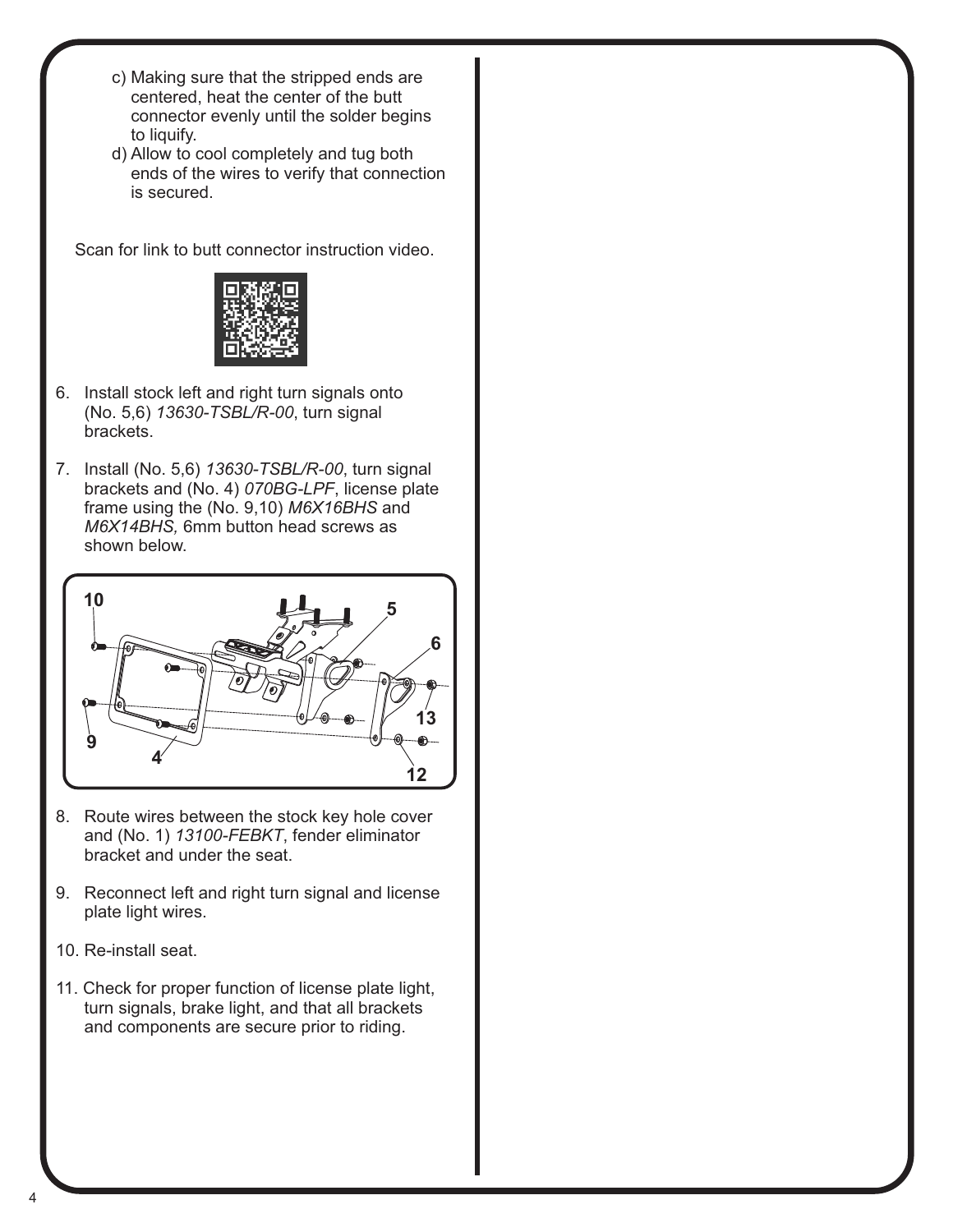c) Making sure that the stripped ends are centered, heat the center of the butt connector evenly until the solder begins to liquify.

d) Allow to cool completely and tug both ends of the wires to verify that connection is secured.

Scan for link to butt connector instruction video.

6. Install stock left and right turn signals onto (No. 5,6) *13630-TSBL/R-00*, turn signal brackets.

7. Install (No. 5,6) *13630-TSBL/R-00*, turn signal brackets and (No. 4) *070BG-LPF*, license plate frame using the (No. 9,10) *M6X16BHS* and *M6X14BHS,* 6mm button head screws as shown below.

10

5

6

13

9

4

12

8. Route wires between the stock key hole cover and (No. 1) *13100-FEBKT*, fender eliminator bracket and under the seat.

9. Reconnect left and right turn signal and license plate light wires.

10. Re-install seat.

11. Check for proper function of license plate light, turn signals, brake light, and that all brackets and components are secure prior to riding.